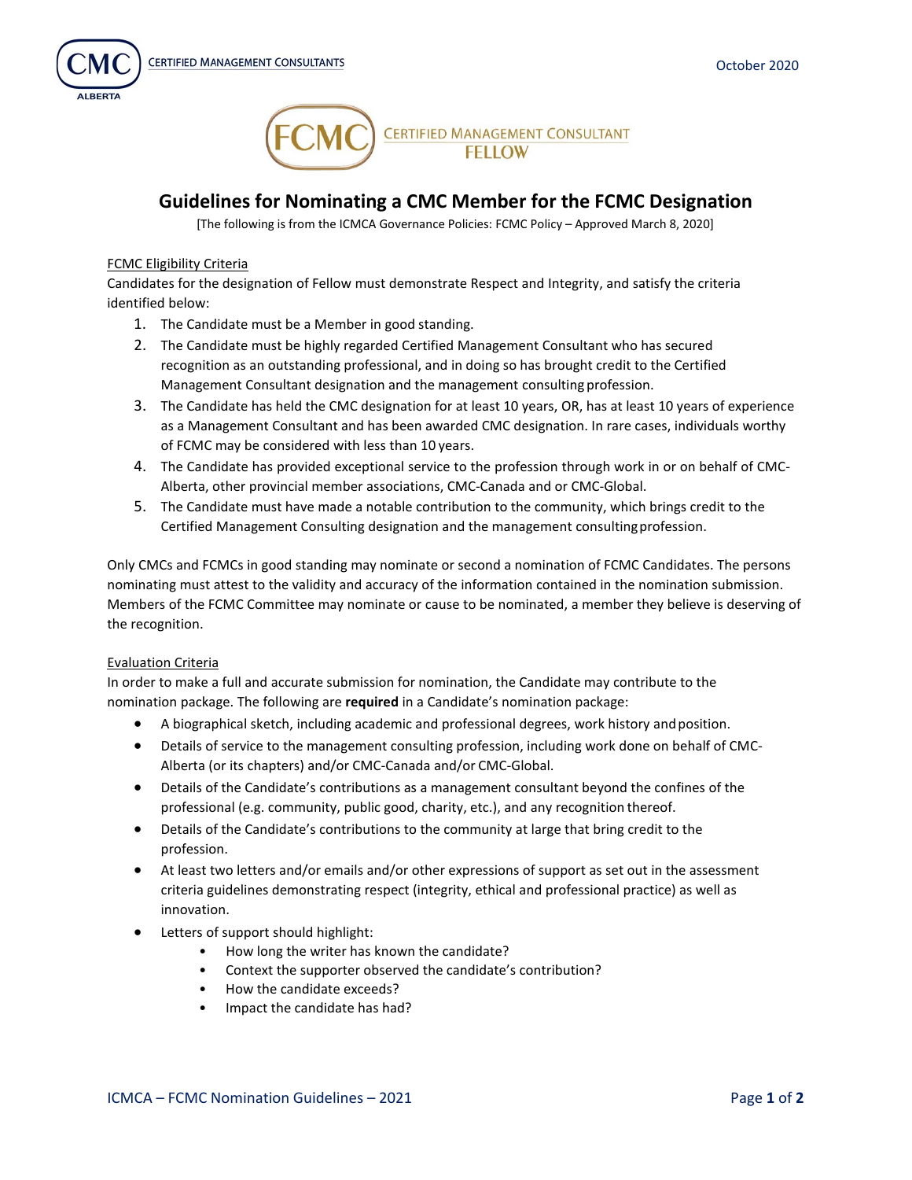# Guidelines for Nominating a CMC Member for the FCMC Designation

[The following is from the ICMCA Governance Policies: FCMC Policy – Approved March 8, 2020]

## FCMC Eligibility Criteria

Candidates for the designation of Fellow must demonstrate Respect and Integrity, and satisfy the criteria identified below:

1. The Candidate must be a Member in good standing.
2. The Candidate must be highly regarded Certified Management Consultant who has secured recognition as an outstanding professional, and in doing so has brought credit to the Certified Management Consultant designation and the management consulting profession.
3. The Candidate has held the CMC designation for at least 10 years, OR, has at least 10 years of experience as a Management Consultant and has been awarded CMC designation. In rare cases, individuals worthy of FCMC may be considered with less than 10 years.
4. The Candidate has provided exceptional service to the profession through work in or on behalf of CMC-Alberta, other provincial member associations, CMC-Canada and or CMC-Global.
5. The Candidate must have made a notable contribution to the community, which brings credit to the Certified Management Consulting designation and the management consulting profession.

Only CMCs and FCMCs in good standing may nominate or second a nomination of FCMC Candidates. The persons nominating must attest to the validity and accuracy of the information contained in the nomination submission. Members of the FCMC Committee may nominate or cause to be nominated, a member they believe is deserving of the recognition.

## Evaluation Criteria

In order to make a full and accurate submission for nomination, the Candidate may contribute to the nomination package. The following are **required** in a Candidate's nomination package:

- A biographical sketch, including academic and professional degrees, work history and position.
- Details of service to the management consulting profession, including work done on behalf of CMC-Alberta (or its chapters) and/or CMC-Canada and/or CMC-Global.
- Details of the Candidate's contributions as a management consultant beyond the confines of the professional (e.g. community, public good, charity, etc.), and any recognition thereof.
- Details of the Candidate's contributions to the community at large that bring credit to the profession.
- At least two letters and/or emails and/or other expressions of support as set out in the assessment criteria guidelines demonstrating respect (integrity, ethical and professional practice) as well as innovation.
- Letters of support should highlight:
  - How long the writer has known the candidate?
  - Context the supporter observed the candidate's contribution?
  - How the candidate exceeds?
  - Impact the candidate has had?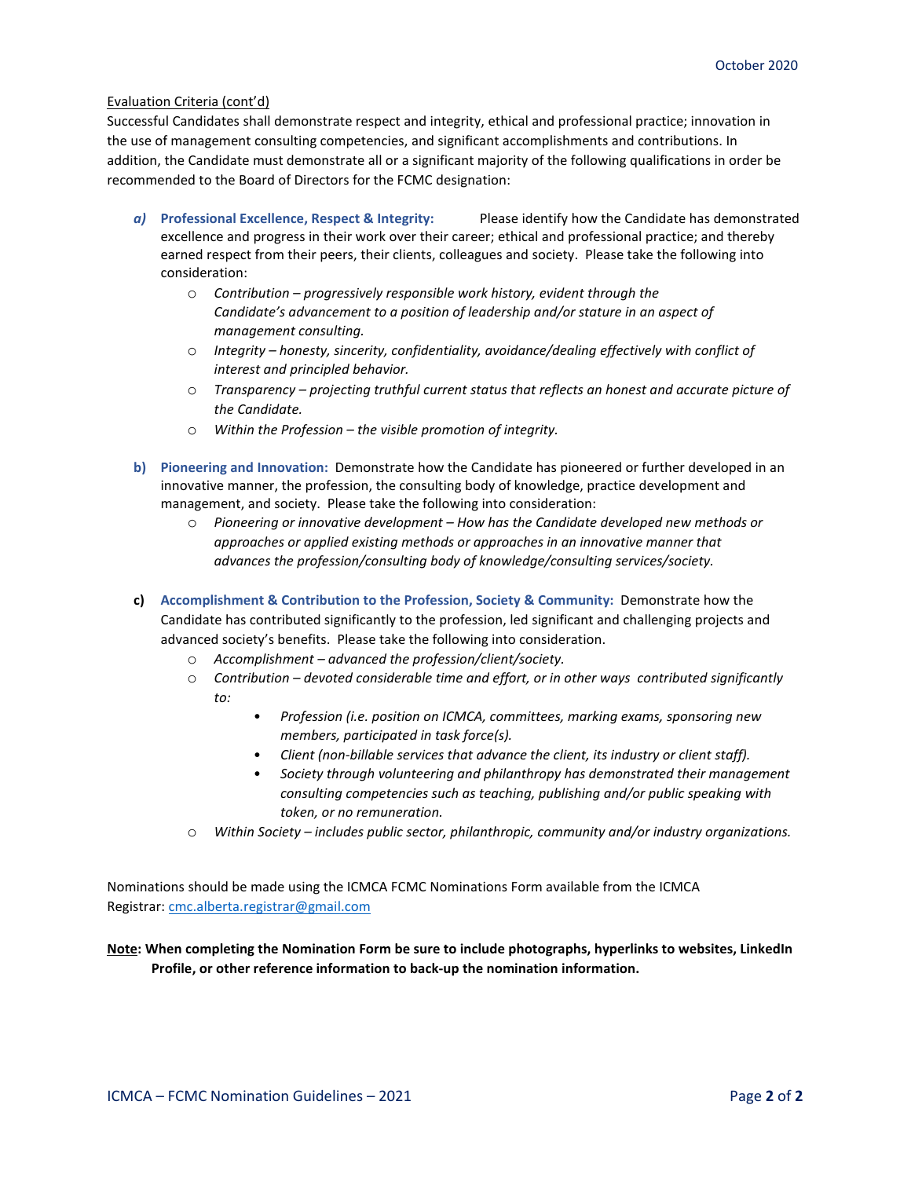Evaluation Criteria (cont'd)

Successful Candidates shall demonstrate respect and integrity, ethical and professional practice; innovation in the use of management consulting competencies, and significant accomplishments and contributions. In addition, the Candidate must demonstrate all or a significant majority of the following qualifications in order be recommended to the Board of Directors for the FCMC designation:

*a)* **Professional Excellence, Respect & Integrity:** Please identify how the Candidate has demonstrated excellence and progress in their work over their career; ethical and professional practice; and thereby earned respect from their peers, their clients, colleagues and society. Please take the following into consideration:

- *Contribution – progressively responsible work history, evident through the Candidate's advancement to a position of leadership and/or stature in an aspect of management consulting.*
- *Integrity – honesty, sincerity, confidentiality, avoidance/dealing effectively with conflict of interest and principled behavior.*
- *Transparency – projecting truthful current status that reflects an honest and accurate picture of the Candidate.*
- *Within the Profession – the visible promotion of integrity.*

**b) Pioneering and Innovation:** Demonstrate how the Candidate has pioneered or further developed in an innovative manner, the profession, the consulting body of knowledge, practice development and management, and society. Please take the following into consideration:

- *Pioneering or innovative development – How has the Candidate developed new methods or approaches or applied existing methods or approaches in an innovative manner that advances the profession/consulting body of knowledge/consulting services/society.*

**c) Accomplishment & Contribution to the Profession, Society & Community:** Demonstrate how the Candidate has contributed significantly to the profession, led significant and challenging projects and advanced society's benefits. Please take the following into consideration.

- *Accomplishment – advanced the profession/client/society.*
- *Contribution – devoted considerable time and effort, or in other ways contributed significantly to:*
  - *Profession (i.e. position on ICMCA, committees, marking exams, sponsoring new members, participated in task force(s).*
  - *Client (non-billable services that advance the client, its industry or client staff).*
  - *Society through volunteering and philanthropy has demonstrated their management consulting competencies such as teaching, publishing and/or public speaking with token, or no remuneration.*
- *Within Society – includes public sector, philanthropic, community and/or industry organizations.*

Nominations should be made using the ICMCA FCMC Nominations Form available from the ICMCA Registrar: cmc.alberta.registrar@gmail.com

**Note: When completing the Nomination Form be sure to include photographs, hyperlinks to websites, LinkedIn Profile, or other reference information to back-up the nomination information.**